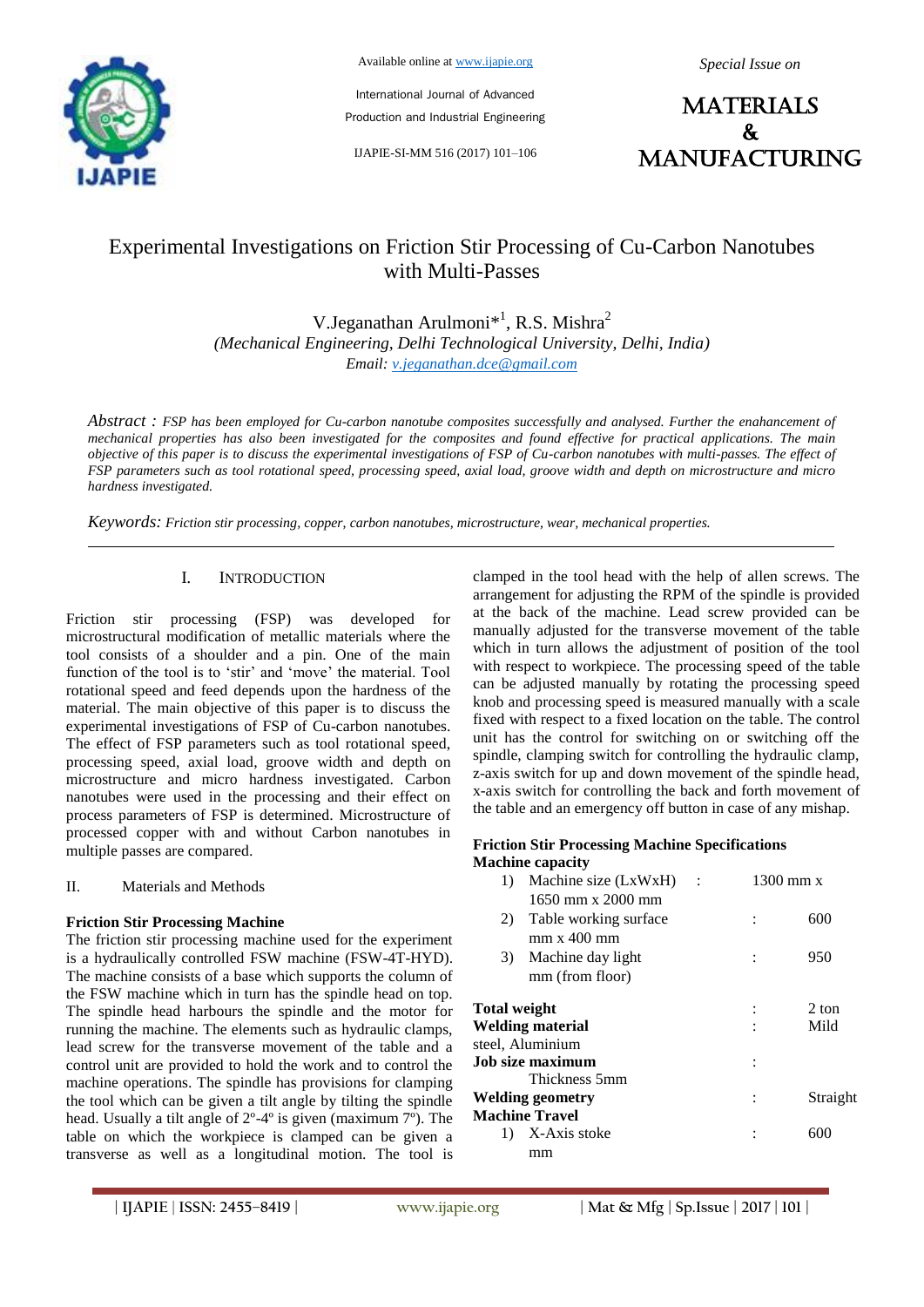# Experimental Investigations on Friction Stir Processing of Cu-Carbon Nanotubes with Multi-Passes

V.Jeganathan Arulmoni*[1], R.S. Mishra[2]

*(Mechanical Engineering, Delhi Technological University, Delhi, India)*

*Email: v.jeganathan.dce@gmail.com*

*Abstract :* *FSP has been employed for Cu-carbon nanotube composites successfully and analysed. Further the enahancement of mechanical properties has also been investigated for the composites and found effective for practical applications. The main objective of this paper is to discuss the experimental investigations of FSP of Cu-carbon nanotubes with multi-passes. The effect of FSP parameters such as tool rotational speed, processing speed, axial load, groove width and depth on microstructure and micro hardness investigated.*

*Keywords: Friction stir processing, copper, carbon nanotubes, microstructure, wear, mechanical properties.*

## I. Introduction

Friction stir processing (FSP) was developed for microstructural modification of metallic materials where the tool consists of a shoulder and a pin. One of the main function of the tool is to 'stir' and 'move' the material. Tool rotational speed and feed depends upon the hardness of the material. The main objective of this paper is to discuss the experimental investigations of FSP of Cu-carbon nanotubes. The effect of FSP parameters such as tool rotational speed, processing speed, axial load, groove width and depth on microstructure and micro hardness investigated. Carbon nanotubes were used in the processing and their effect on process parameters of FSP is determined. Microstructure of processed copper with and without Carbon nanotubes in multiple passes are compared.

## II. Materials and Methods

**Friction Stir Processing Machine**

The friction stir processing machine used for the experiment is a hydraulically controlled FSW machine (FSW-4T-HYD). The machine consists of a base which supports the column of the FSW machine which in turn has the spindle head on top. The spindle head harbours the spindle and the motor for running the machine. The elements such as hydraulic clamps, lead screw for the transverse movement of the table and a control unit are provided to hold the work and to control the machine operations. The spindle has provisions for clamping the tool which can be given a tilt angle by tilting the spindle head. Usually a tilt angle of 2º-4º is given (maximum 7º). The table on which the workpiece is clamped can be given a transverse as well as a longitudinal motion. The tool is clamped in the tool head with the help of allen screws. The arrangement for adjusting the RPM of the spindle is provided at the back of the machine. Lead screw provided can be manually adjusted for the transverse movement of the table which in turn allows the adjustment of position of the tool with respect to workpiece. The processing speed of the table can be adjusted manually by rotating the processing speed knob and processing speed is measured manually with a scale fixed with respect to a fixed location on the table. The control unit has the control for switching on or switching off the spindle, clamping switch for controlling the hydraulic clamp, z-axis switch for up and down movement of the spindle head, x-axis switch for controlling the back and forth movement of the table and an emergency off button in case of any mishap.

**Friction Stir Processing Machine Specifications**

**Machine capacity**

1) Machine size (LxWxH) : 1300 mm x 1650 mm x 2000 mm
2) Table working surface : 600 mm x 400 mm
3) Machine day light : 950 mm (from floor)

**Total weight** : 2 ton

**Welding material** : Mild steel, Aluminium

**Job size maximum** : Thickness 5mm

**Welding geometry** : Straight

**Machine Travel**

1) X-Axis stoke : 600 mm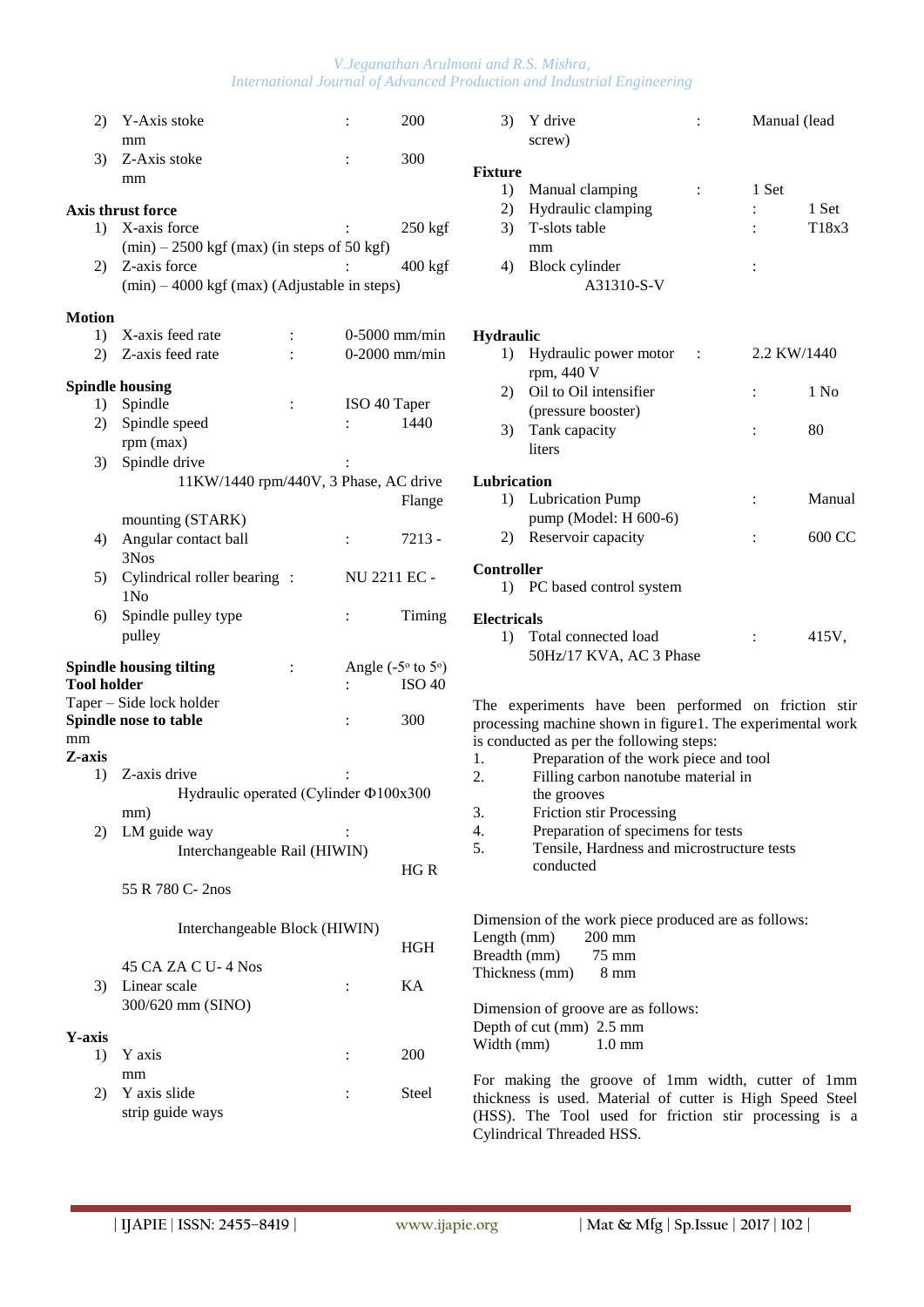2) Y-Axis stoke : 200 mm
3) Z-Axis stoke : 300 mm

**Axis thrust force**

1) X-axis force : 250 kgf (min) – 2500 kgf (max) (in steps of 50 kgf)
2) Z-axis force : 400 kgf (min) – 4000 kgf (max) (Adjustable in steps)

**Motion**

1) X-axis feed rate : 0-5000 mm/min
2) Z-axis feed rate : 0-2000 mm/min

**Spindle housing**

1) Spindle : ISO 40 Taper
2) Spindle speed : 1440 rpm (max)
3) Spindle drive : 11KW/1440 rpm/440V, 3 Phase, AC drive Flange mounting (STARK)
4) Angular contact ball : 7213 - 3Nos
5) Cylindrical roller bearing : NU 2211 EC - 1No
6) Spindle pulley type : Timing pulley

**Spindle housing tilting** : Angle (-5° to 5°)
**Tool holder** : ISO 40 Taper – Side lock holder
**Spindle nose to table** : 300 mm

**Z-axis**

1) Z-axis drive : Hydraulic operated (Cylinder Φ100x300 mm)
2) LM guide way : Interchangeable Rail (HIWIN) HG R 55 R 780 C- 2nos
   Interchangeable Block (HIWIN) HGH 45 CA ZA C U- 4 Nos
3) Linear scale : KA 300/620 mm (SINO)

**Y-axis**

1) Y axis : 200 mm
2) Y axis slide : Steel strip guide ways
3) Y drive : Manual (lead screw)

**Fixture**

1) Manual clamping : 1 Set
2) Hydraulic clamping : 1 Set
3) T-slots table : T18x3 mm
4) Block cylinder : A31310-S-V

**Hydraulic**

1) Hydraulic power motor : 2.2 KW/1440 rpm, 440 V
2) Oil to Oil intensifier (pressure booster) : 1 No
3) Tank capacity : 80 liters

**Lubrication**

1) Lubrication Pump : Manual pump (Model: H 600-6)
2) Reservoir capacity : 600 CC

**Controller**

1) PC based control system

**Electricals**

1) Total connected load : 415V, 50Hz/17 KVA, AC 3 Phase

The experiments have been performed on friction stir processing machine shown in figure1. The experimental work is conducted as per the following steps:

1. Preparation of the work piece and tool
2. Filling carbon nanotube material in the grooves
3. Friction stir Processing
4. Preparation of specimens for tests
5. Tensile, Hardness and microstructure tests conducted

Dimension of the work piece produced are as follows:
Length (mm) 200 mm
Breadth (mm) 75 mm
Thickness (mm) 8 mm

Dimension of groove are as follows:
Depth of cut (mm) 2.5 mm
Width (mm) 1.0 mm

For making the groove of 1mm width, cutter of 1mm thickness is used. Material of cutter is High Speed Steel (HSS). The Tool used for friction stir processing is a Cylindrical Threaded HSS.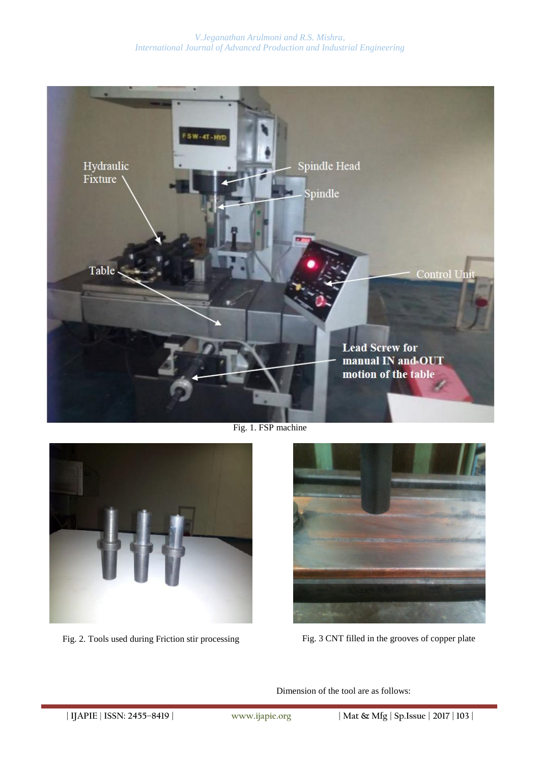Fig. 1. FSP machine

Fig. 2. Tools used during Friction stir processing

Fig. 3 CNT filled in the grooves of copper plate

Dimension of the tool are as follows: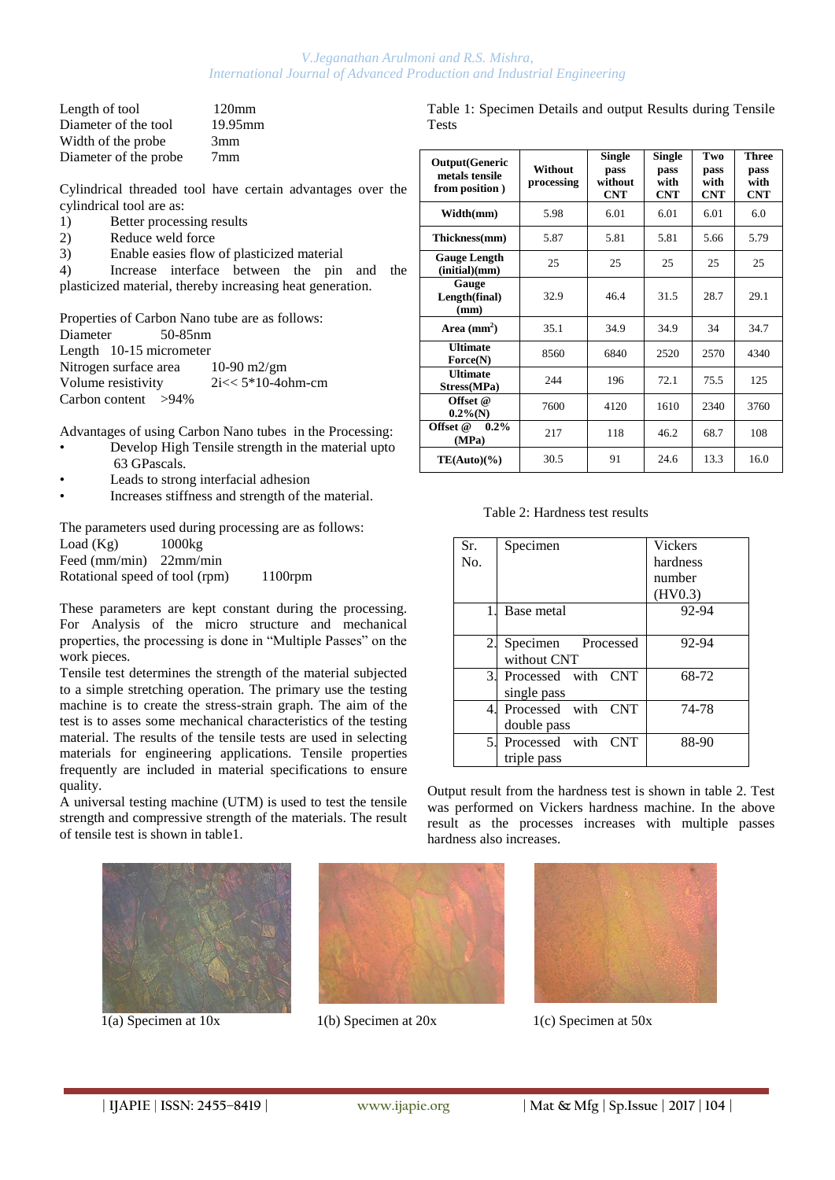Length of tool 120mm
Diameter of the tool 19.95mm
Width of the probe 3mm
Diameter of the probe 7mm

Cylindrical threaded tool have certain advantages over the cylindrical tool are as:

1) Better processing results
2) Reduce weld force
3) Enable easies flow of plasticized material
4) Increase interface between the pin and the plasticized material, thereby increasing heat generation.

Properties of Carbon Nano tube are as follows:
Diameter 50-85nm
Length 10-15 micrometer
Nitrogen surface area 10-90 m2/gm
Volume resistivity 2i<< 5*10-4ohm-cm
Carbon content >94%

Advantages of using Carbon Nano tubes in the Processing:

- Develop High Tensile strength in the material upto 63 GPascals.
- Leads to strong interfacial adhesion
- Increases stiffness and strength of the material.

The parameters used during processing are as follows:
Load (Kg) 1000kg
Feed (mm/min) 22mm/min
Rotational speed of tool (rpm) 1100rpm

These parameters are kept constant during the processing. For Analysis of the micro structure and mechanical properties, the processing is done in "Multiple Passes" on the work pieces.

Tensile test determines the strength of the material subjected to a simple stretching operation. The primary use the testing machine is to create the stress-strain graph. The aim of the test is to asses some mechanical characteristics of the testing material. The results of the tensile tests are used in selecting materials for engineering applications. Tensile properties frequently are included in material specifications to ensure quality.

A universal testing machine (UTM) is used to test the tensile strength and compressive strength of the materials. The result of tensile test is shown in table1.

Table 1: Specimen Details and output Results during Tensile Tests

| Output(Generic metals tensile from position ) | Without processing | Single pass without CNT | Single pass with CNT | Two pass with CNT | Three pass with CNT |
|---|---|---|---|---|---|
| Width(mm) | 5.98 | 6.01 | 6.01 | 6.01 | 6.0 |
| Thickness(mm) | 5.87 | 5.81 | 5.81 | 5.66 | 5.79 |
| Gauge Length (initial)(mm) | 25 | 25 | 25 | 25 | 25 |
| Gauge Length(final) (mm) | 32.9 | 46.4 | 31.5 | 28.7 | 29.1 |
| Area ($mm^2$) | 35.1 | 34.9 | 34.9 | 34 | 34.7 |
| Ultimate Force(N) | 8560 | 6840 | 2520 | 2570 | 4340 |
| Ultimate Stress(MPa) | 244 | 196 | 72.1 | 75.5 | 125 |
| Offset @ 0.2%(N) | 7600 | 4120 | 1610 | 2340 | 3760 |
| Offset @ 0.2% (MPa) | 217 | 118 | 46.2 | 68.7 | 108 |
| TE(Auto)(%) | 30.5 | 91 | 24.6 | 13.3 | 16.0 |

Table 2: Hardness test results

| Sr. No. | Specimen | Vickers hardness number (HV0.3) |
|---|---|---|
| 1. | Base metal | 92-94 |
| 2. | Specimen Processed without CNT | 92-94 |
| 3. | Processed with CNT single pass | 68-72 |
| 4. | Processed with CNT double pass | 74-78 |
| 5. | Processed with CNT triple pass | 88-90 |

Output result from the hardness test is shown in table 2. Test was performed on Vickers hardness machine. In the above result as the processes increases with multiple passes hardness also increases.

1(a) Specimen at 10x

1(b) Specimen at 20x

1(c) Specimen at 50x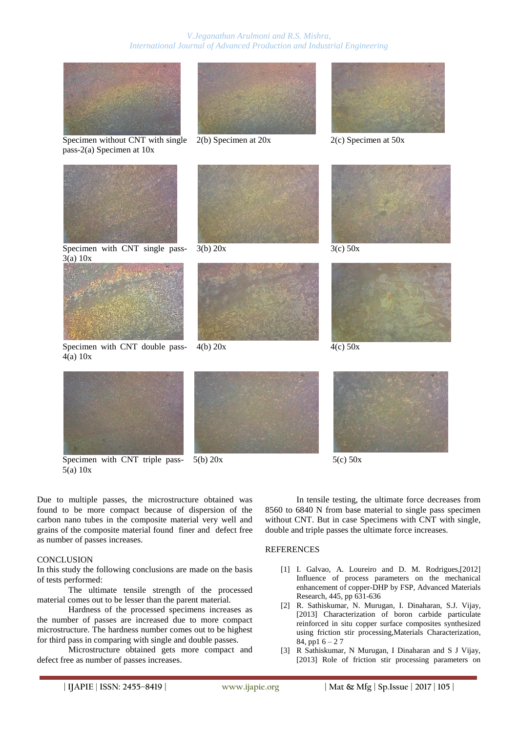Specimen without CNT with single pass-2(a) Specimen at 10x

2(b) Specimen at 20x

2(c) Specimen at 50x

Specimen with CNT single pass-3(a) 10x

3(b) 20x

3(c) 50x

Specimen with CNT double pass-4(a) 10x

4(b) 20x

4(c) 50x

Specimen with CNT triple pass-5(a) 10x

5(b) 20x

5(c) 50x

Due to multiple passes, the microstructure obtained was found to be more compact because of dispersion of the carbon nano tubes in the composite material very well and grains of the composite material found finer and defect free as number of passes increases.

## CONCLUSION

In this study the following conclusions are made on the basis of tests performed:

The ultimate tensile strength of the processed material comes out to be lesser than the parent material.

Hardness of the processed specimens increases as the number of passes are increased due to more compact microstructure. The hardness number comes out to be highest for third pass in comparing with single and double passes.

Microstructure obtained gets more compact and defect free as number of passes increases.

In tensile testing, the ultimate force decreases from 8560 to 6840 N from base material to single pass specimen without CNT. But in case Specimens with CNT with single, double and triple passes the ultimate force increases.

## REFERENCES

[1] I. Galvao, A. Loureiro and D. M. Rodrigues,[2012] Influence of process parameters on the mechanical enhancement of copper-DHP by FSP, Advanced Materials Research, 445, pp 631-636

[2] R. Sathiskumar, N. Murugan, I. Dinaharan, S.J. Vijay, [2013] Characterization of boron carbide particulate reinforced in situ copper surface composites synthesized using friction stir processing,Materials Characterization, 84, pp1 6 – 2 7

[3] R Sathiskumar, N Murugan, I Dinaharan and S J Vijay, [2013] Role of friction stir processing parameters on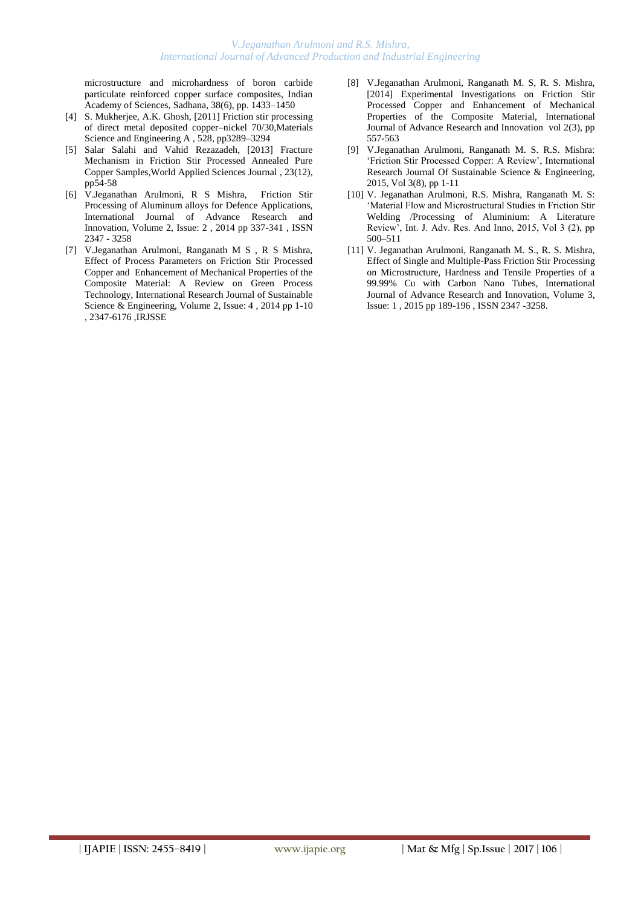microstructure and microhardness of boron carbide particulate reinforced copper surface composites, Indian Academy of Sciences, Sadhana, 38(6), pp. 1433–1450

[4] S. Mukherjee, A.K. Ghosh, [2011] Friction stir processing of direct metal deposited copper–nickel 70/30,Materials Science and Engineering A , 528, pp3289–3294

[5] Salar Salahi and Vahid Rezazadeh, [2013] Fracture Mechanism in Friction Stir Processed Annealed Pure Copper Samples,World Applied Sciences Journal , 23(12), pp54-58

[6] V.Jeganathan Arulmoni, R S Mishra, Friction Stir Processing of Aluminum alloys for Defence Applications, International Journal of Advance Research and Innovation, Volume 2, Issue: 2 , 2014 pp 337-341 , ISSN 2347 - 3258

[7] V.Jeganathan Arulmoni, Ranganath M S , R S Mishra, Effect of Process Parameters on Friction Stir Processed Copper and Enhancement of Mechanical Properties of the Composite Material: A Review on Green Process Technology, International Research Journal of Sustainable Science & Engineering, Volume 2, Issue: 4 , 2014 pp 1-10 , 2347-6176 ,IRJSSE

[8] V.Jeganathan Arulmoni, Ranganath M. S, R. S. Mishra, [2014] Experimental Investigations on Friction Stir Processed Copper and Enhancement of Mechanical Properties of the Composite Material, International Journal of Advance Research and Innovation vol 2(3), pp 557-563

[9] V.Jeganathan Arulmoni, Ranganath M. S. R.S. Mishra: 'Friction Stir Processed Copper: A Review', International Research Journal Of Sustainable Science & Engineering, 2015, Vol 3(8), pp 1-11

[10] V. Jeganathan Arulmoni, R.S. Mishra, Ranganath M. S: 'Material Flow and Microstructural Studies in Friction Stir Welding /Processing of Aluminium: A Literature Review', Int. J. Adv. Res. And Inno, 2015, Vol 3 (2), pp 500–511

[11] V. Jeganathan Arulmoni, Ranganath M. S., R. S. Mishra, Effect of Single and Multiple-Pass Friction Stir Processing on Microstructure, Hardness and Tensile Properties of a 99.99% Cu with Carbon Nano Tubes, International Journal of Advance Research and Innovation, Volume 3, Issue: 1 , 2015 pp 189-196 , ISSN 2347 -3258.